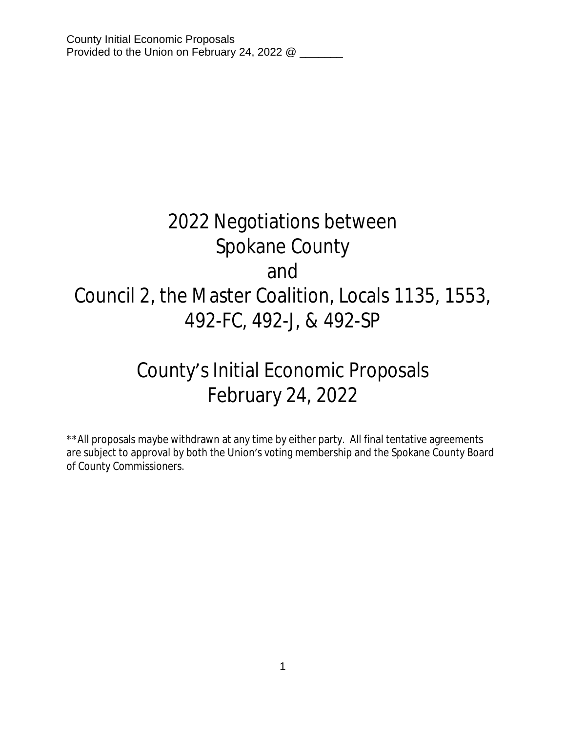County Initial Economic Proposals
Provided to the Union on February 24, 2022 @ _______

# 2022 Negotiations between Spokane County and Council 2, the Master Coalition, Locals 1135, 1553, 492-FC, 492-J, & 492-SP

# County's Initial Economic Proposals February 24, 2022

**All proposals maybe withdrawn at any time by either party. All final tentative agreements are subject to approval by both the Union's voting membership and the Spokane County Board of County Commissioners.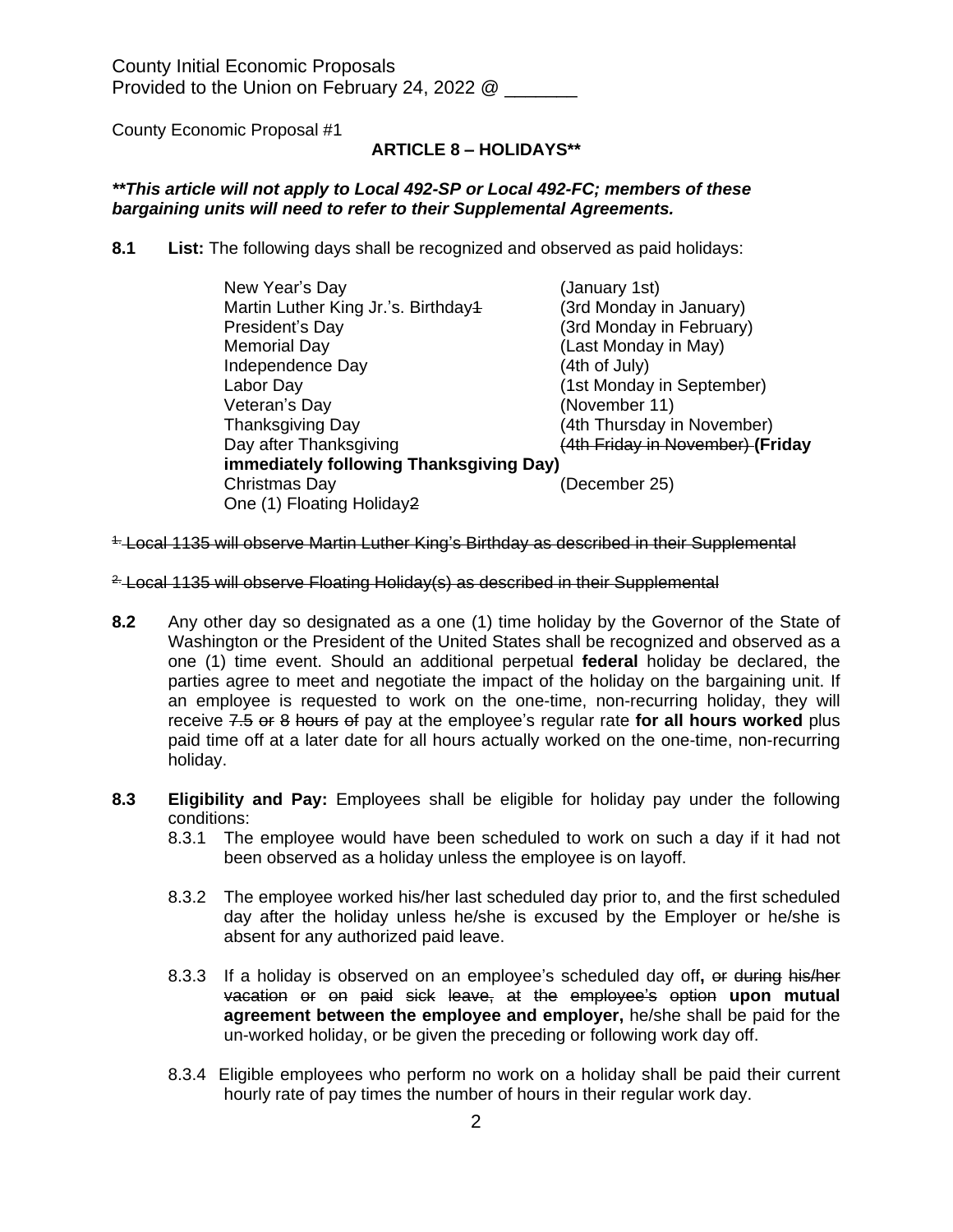County Initial Economic Proposals
Provided to the Union on February 24, 2022 @ _______

County Economic Proposal #1

## ARTICLE 8 – HOLIDAYS**

***This article will not apply to Local 492-SP or Local 492-FC; members of these bargaining units will need to refer to their Supplemental Agreements.***

**8.1 List:** The following days shall be recognized and observed as paid holidays:

| | |
|---|---|
| New Year's Day | (January 1st) |
| Martin Luther King Jr.'s. Birthday~~1~~ | (3rd Monday in January) |
| President's Day | (3rd Monday in February) |
| Memorial Day | (Last Monday in May) |
| Independence Day | (4th of July) |
| Labor Day | (1st Monday in September) |
| Veteran's Day | (November 11) |
| Thanksgiving Day | (4th Thursday in November) |
| Day after Thanksgiving | ~~(4th Friday in November)~~ **(Friday immediately following Thanksgiving Day)** |
| Christmas Day | (December 25) |
| One (1) Floating Holiday~~2~~ | |

~~1. Local 1135 will observe Martin Luther King's Birthday as described in their Supplemental~~

~~2. Local 1135 will observe Floating Holiday(s) as described in their Supplemental~~

**8.2** Any other day so designated as a one (1) time holiday by the Governor of the State of Washington or the President of the United States shall be recognized and observed as a one (1) time event. Should an additional perpetual **federal** holiday be declared, the parties agree to meet and negotiate the impact of the holiday on the bargaining unit. If an employee is requested to work on the one-time, non-recurring holiday, they will receive ~~7.5 or 8 hours of~~ pay at the employee's regular rate **for all hours worked** plus paid time off at a later date for all hours actually worked on the one-time, non-recurring holiday.

**8.3 Eligibility and Pay:** Employees shall be eligible for holiday pay under the following conditions:

8.3.1 The employee would have been scheduled to work on such a day if it had not been observed as a holiday unless the employee is on layoff.

8.3.2 The employee worked his/her last scheduled day prior to, and the first scheduled day after the holiday unless he/she is excused by the Employer or he/she is absent for any authorized paid leave.

8.3.3 If a holiday is observed on an employee's scheduled day off**,** ~~or during his/her vacation or on paid sick leave, at the employee's option~~ **upon mutual agreement between the employee and employer,** he/she shall be paid for the un-worked holiday, or be given the preceding or following work day off.

8.3.4 Eligible employees who perform no work on a holiday shall be paid their current hourly rate of pay times the number of hours in their regular work day.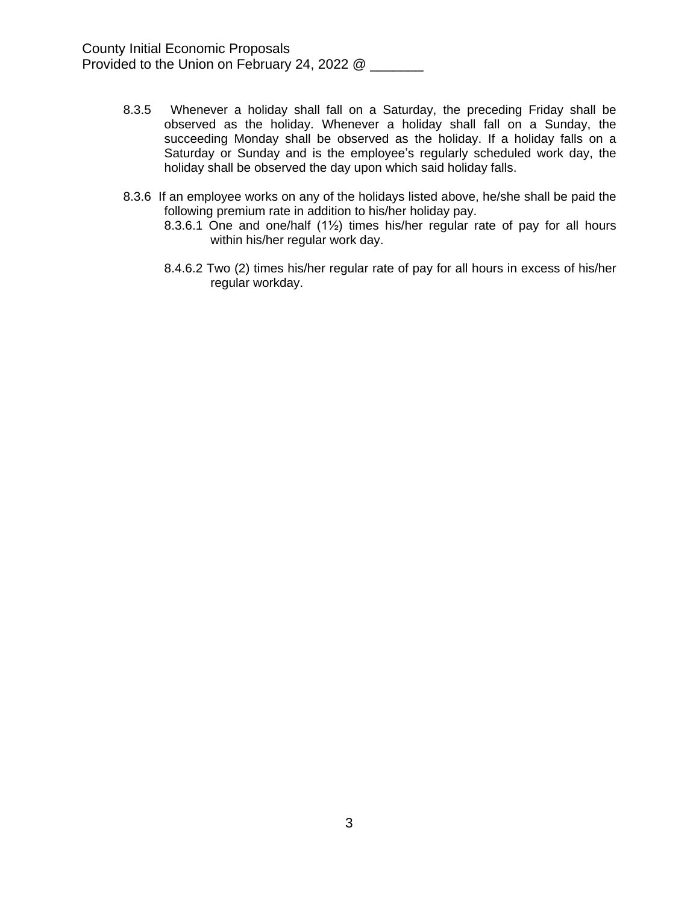8.3.5 Whenever a holiday shall fall on a Saturday, the preceding Friday shall be observed as the holiday. Whenever a holiday shall fall on a Sunday, the succeeding Monday shall be observed as the holiday. If a holiday falls on a Saturday or Sunday and is the employee's regularly scheduled work day, the holiday shall be observed the day upon which said holiday falls.

8.3.6 If an employee works on any of the holidays listed above, he/she shall be paid the following premium rate in addition to his/her holiday pay.

8.3.6.1 One and one/half (1½) times his/her regular rate of pay for all hours within his/her regular work day.

8.4.6.2 Two (2) times his/her regular rate of pay for all hours in excess of his/her regular workday.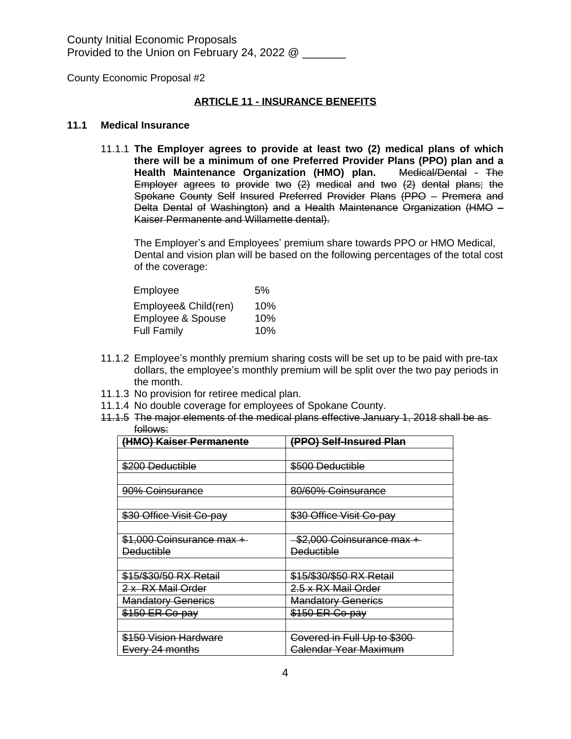County Initial Economic Proposals
Provided to the Union on February 24, 2022 @ _______

County Economic Proposal #2

**ARTICLE 11 - INSURANCE BENEFITS**

**11.1 Medical Insurance**

11.1.1 **The Employer agrees to provide at least two (2) medical plans of which there will be a minimum of one Preferred Provider Plans (PPO) plan and a Health Maintenance Organization (HMO) plan.** ~~Medical/Dental - The Employer agrees to provide two (2) medical and two (2) dental plans; the Spokane County Self Insured Preferred Provider Plans (PPO – Premera and Delta Dental of Washington) and a Health Maintenance Organization (HMO – Kaiser Permanente and Willamette dental).~~

The Employer's and Employees' premium share towards PPO or HMO Medical, Dental and vision plan will be based on the following percentages of the total cost of the coverage:

| | |
|---|---|
| Employee | 5% |
| Employee& Child(ren) | 10% |
| Employee & Spouse | 10% |
| Full Family | 10% |

11.1.2 Employee's monthly premium sharing costs will be set up to be paid with pre-tax dollars, the employee's monthly premium will be split over the two pay periods in the month.

11.1.3 No provision for retiree medical plan.

11.1.4 No double coverage for employees of Spokane County.

~~11.1.5 The major elements of the medical plans effective January 1, 2018 shall be as follows:~~

| ~~(HMO) Kaiser Permanente~~ | ~~(PPO) Self-Insured Plan~~ |
|---|---|
| | |
| ~~$200 Deductible~~ | ~~$500 Deductible~~ |
| | |
| ~~90% Coinsurance~~ | ~~80/60% Coinsurance~~ |
| | |
| ~~$30 Office Visit Co-pay~~ | ~~$30 Office Visit Co-pay~~ |
| | |
| ~~$1,000 Coinsurance max + Deductible~~ | ~~$2,000 Coinsurance max + Deductible~~ |
| | |
| ~~$15/$30/50 RX Retail~~ | ~~$15/$30/$50 RX Retail~~ |
| ~~2 x RX Mail Order~~ | ~~2.5 x RX Mail Order~~ |
| ~~Mandatory Generics~~ | ~~Mandatory Generics~~ |
| ~~$150 ER Co-pay~~ | ~~$150 ER Co-pay~~ |
| | |
| ~~$150 Vision Hardware Every 24 months~~ | ~~Covered in Full Up to $300 Calendar Year Maximum~~ |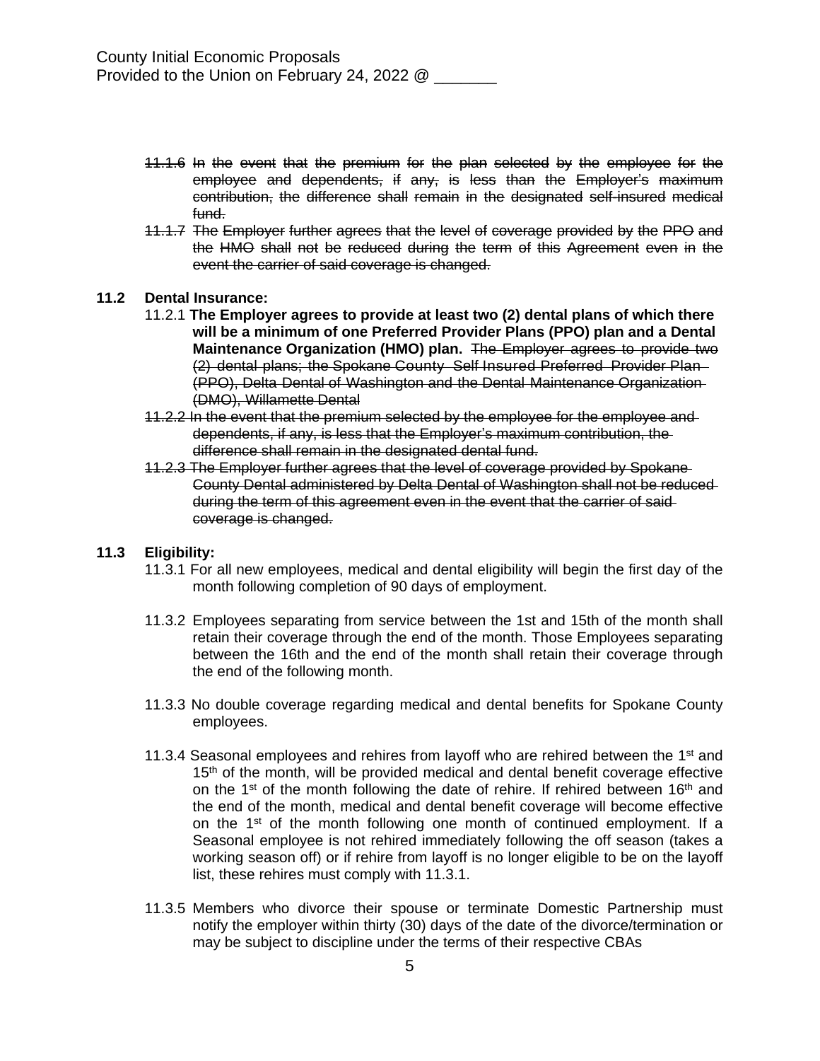~~11.1.6 In the event that the premium for the plan selected by the employee for the employee and dependents, if any, is less than the Employer's maximum contribution, the difference shall remain in the designated self-insured medical fund.~~

~~11.1.7 The Employer further agrees that the level of coverage provided by the PPO and the HMO shall not be reduced during the term of this Agreement even in the event the carrier of said coverage is changed.~~

**11.2 Dental Insurance:**

11.2.1 **The Employer agrees to provide at least two (2) dental plans of which there will be a minimum of one Preferred Provider Plans (PPO) plan and a Dental Maintenance Organization (HMO) plan.** ~~The Employer agrees to provide two (2) dental plans; the Spokane County Self Insured Preferred Provider Plan (PPO), Delta Dental of Washington and the Dental Maintenance Organization (DMO), Willamette Dental~~

~~11.2.2 In the event that the premium selected by the employee for the employee and dependents, if any, is less that the Employer's maximum contribution, the difference shall remain in the designated dental fund.~~

~~11.2.3 The Employer further agrees that the level of coverage provided by Spokane County Dental administered by Delta Dental of Washington shall not be reduced during the term of this agreement even in the event that the carrier of said coverage is changed.~~

**11.3 Eligibility:**

11.3.1 For all new employees, medical and dental eligibility will begin the first day of the month following completion of 90 days of employment.

11.3.2 Employees separating from service between the 1st and 15th of the month shall retain their coverage through the end of the month. Those Employees separating between the 16th and the end of the month shall retain their coverage through the end of the following month.

11.3.3 No double coverage regarding medical and dental benefits for Spokane County employees.

11.3.4 Seasonal employees and rehires from layoff who are rehired between the 1st and 15th of the month, will be provided medical and dental benefit coverage effective on the 1st of the month following the date of rehire. If rehired between 16th and the end of the month, medical and dental benefit coverage will become effective on the 1st of the month following one month of continued employment. If a Seasonal employee is not rehired immediately following the off season (takes a working season off) or if rehire from layoff is no longer eligible to be on the layoff list, these rehires must comply with 11.3.1.

11.3.5 Members who divorce their spouse or terminate Domestic Partnership must notify the employer within thirty (30) days of the date of the divorce/termination or may be subject to discipline under the terms of their respective CBAs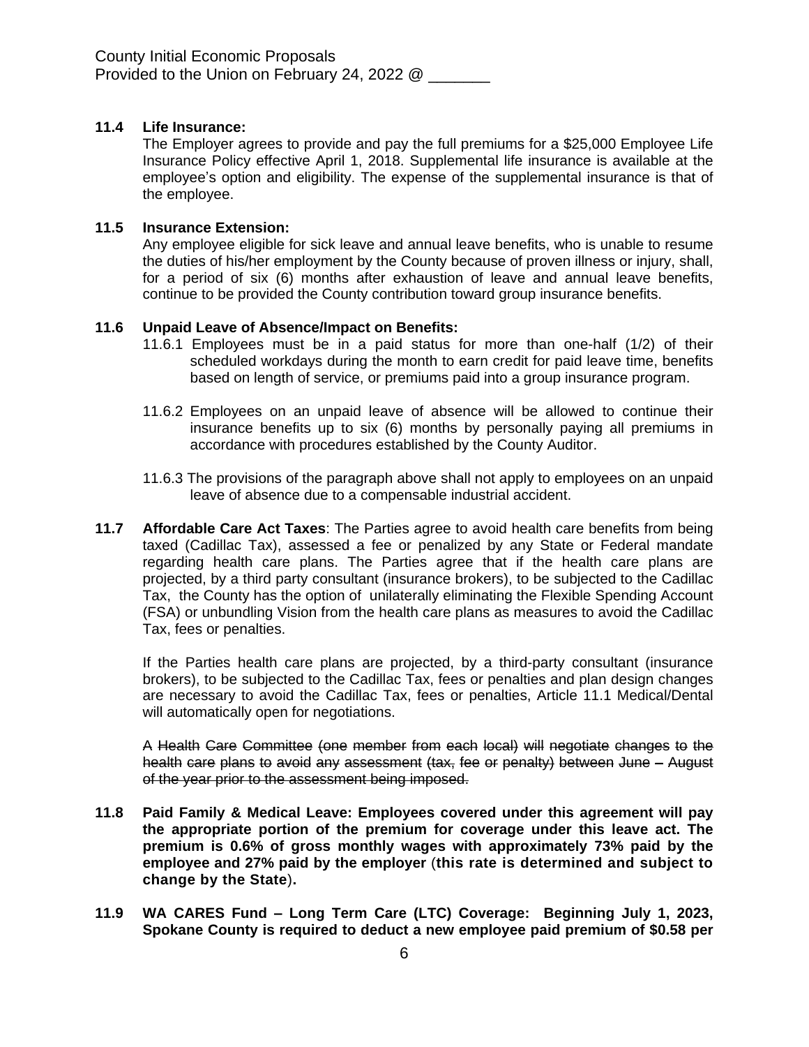County Initial Economic Proposals
Provided to the Union on February 24, 2022 @ _______

**11.4 Life Insurance:**

The Employer agrees to provide and pay the full premiums for a $25,000 Employee Life Insurance Policy effective April 1, 2018. Supplemental life insurance is available at the employee's option and eligibility. The expense of the supplemental insurance is that of the employee.

**11.5 Insurance Extension:**

Any employee eligible for sick leave and annual leave benefits, who is unable to resume the duties of his/her employment by the County because of proven illness or injury, shall, for a period of six (6) months after exhaustion of leave and annual leave benefits, continue to be provided the County contribution toward group insurance benefits.

**11.6 Unpaid Leave of Absence/Impact on Benefits:**

11.6.1 Employees must be in a paid status for more than one-half (1/2) of their scheduled workdays during the month to earn credit for paid leave time, benefits based on length of service, or premiums paid into a group insurance program.

11.6.2 Employees on an unpaid leave of absence will be allowed to continue their insurance benefits up to six (6) months by personally paying all premiums in accordance with procedures established by the County Auditor.

11.6.3 The provisions of the paragraph above shall not apply to employees on an unpaid leave of absence due to a compensable industrial accident.

**11.7 Affordable Care Act Taxes**: The Parties agree to avoid health care benefits from being taxed (Cadillac Tax), assessed a fee or penalized by any State or Federal mandate regarding health care plans. The Parties agree that if the health care plans are projected, by a third party consultant (insurance brokers), to be subjected to the Cadillac Tax, the County has the option of unilaterally eliminating the Flexible Spending Account (FSA) or unbundling Vision from the health care plans as measures to avoid the Cadillac Tax, fees or penalties.

If the Parties health care plans are projected, by a third-party consultant (insurance brokers), to be subjected to the Cadillac Tax, fees or penalties and plan design changes are necessary to avoid the Cadillac Tax, fees or penalties, Article 11.1 Medical/Dental will automatically open for negotiations.

A ~~Health Care Committee (one member from each local) will negotiate changes to the health care plans to avoid any assessment (tax, fee or penalty) between June – August of the year prior to the assessment being imposed.~~

**11.8 Paid Family & Medical Leave: Employees covered under this agreement will pay the appropriate portion of the premium for coverage under this leave act. The premium is 0.6% of gross monthly wages with approximately 73% paid by the employee and 27% paid by the employer (this rate is determined and subject to change by the State).**

**11.9 WA CARES Fund – Long Term Care (LTC) Coverage: Beginning July 1, 2023, Spokane County is required to deduct a new employee paid premium of $0.58 per**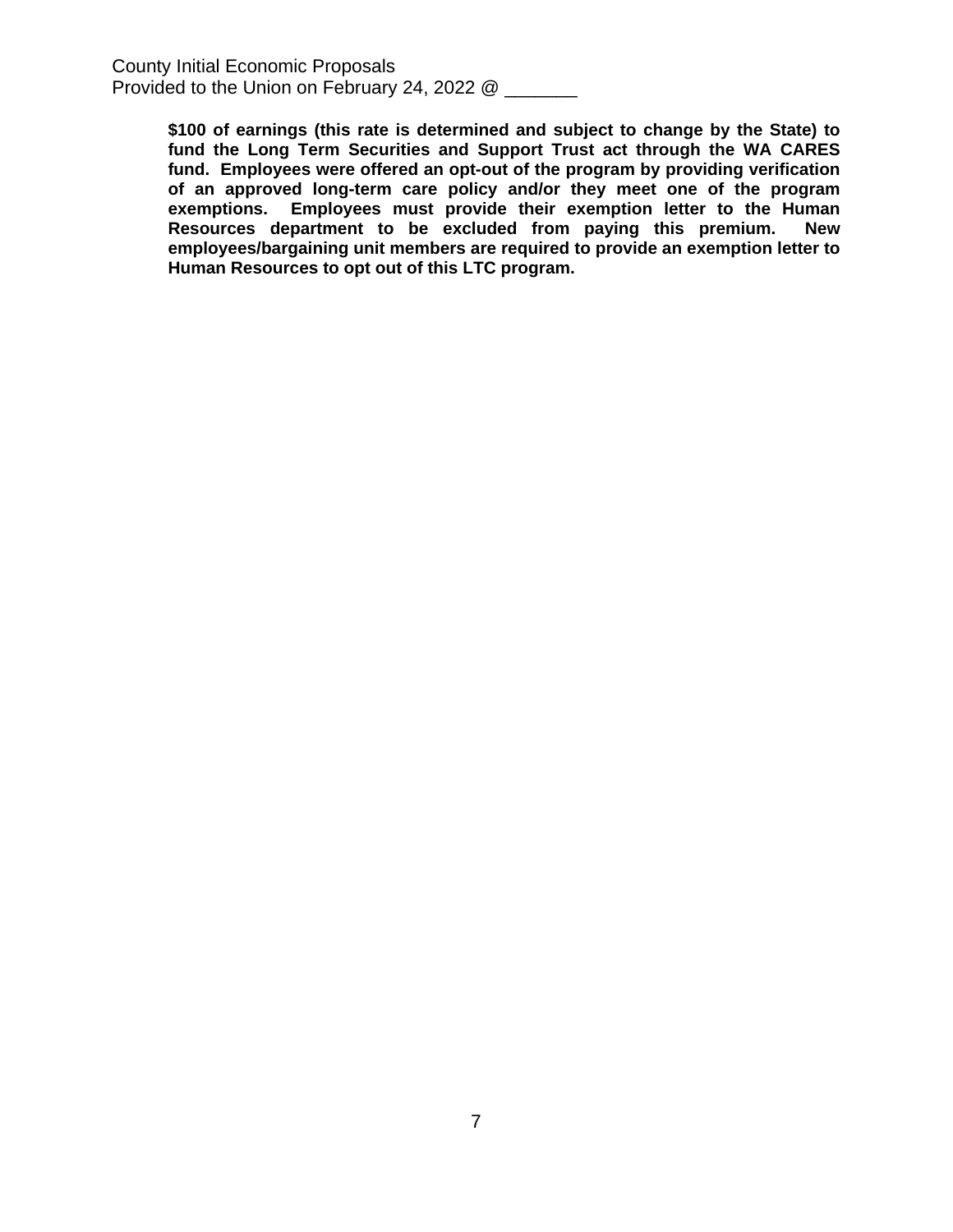**$100 of earnings (this rate is determined and subject to change by the State) to fund the Long Term Securities and Support Trust act through the WA CARES fund. Employees were offered an opt-out of the program by providing verification of an approved long-term care policy and/or they meet one of the program exemptions. Employees must provide their exemption letter to the Human Resources department to be excluded from paying this premium. New employees/bargaining unit members are required to provide an exemption letter to Human Resources to opt out of this LTC program.**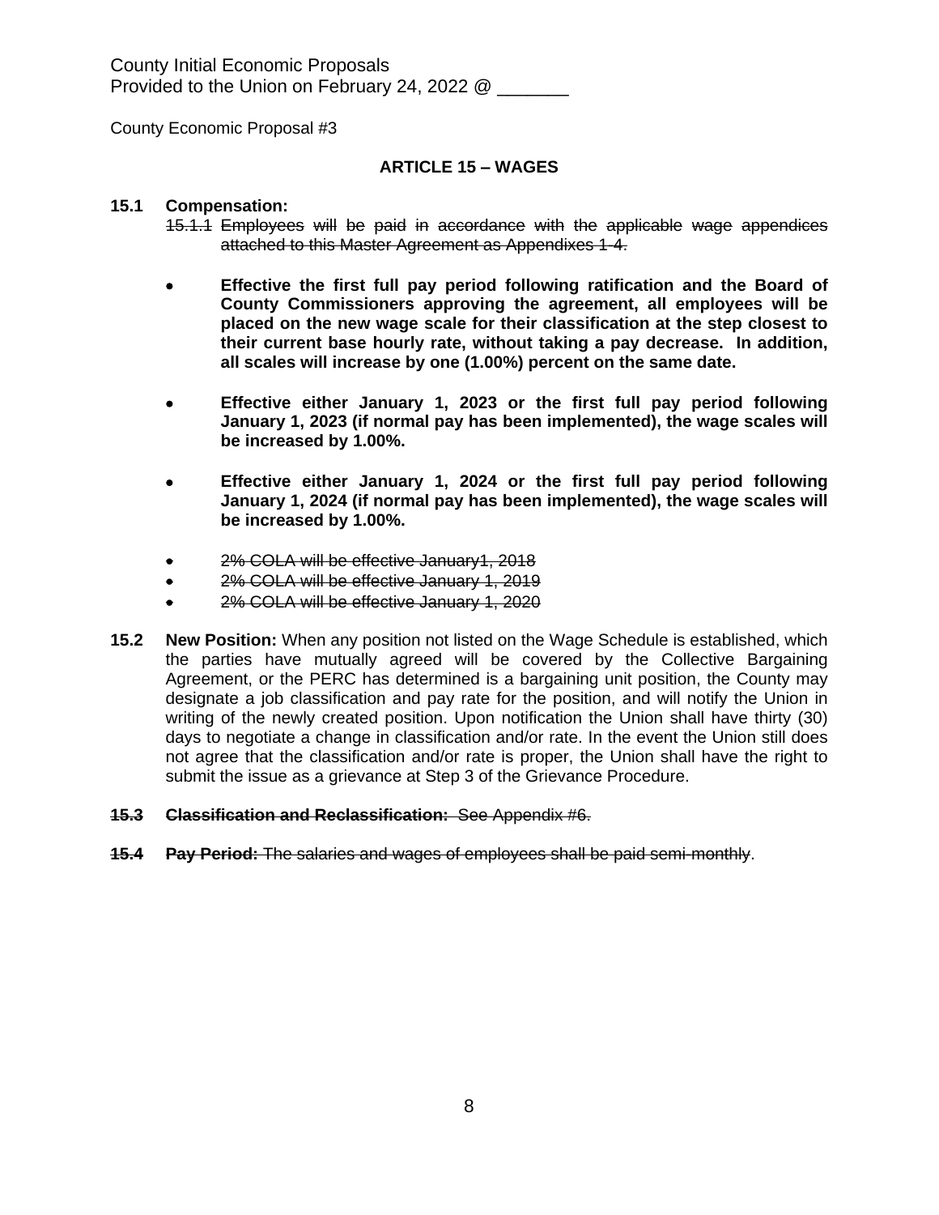County Initial Economic Proposals
Provided to the Union on February 24, 2022 @ _______

County Economic Proposal #3

## ARTICLE 15 – WAGES

**15.1 Compensation:**

~~15.1.1 Employees will be paid in accordance with the applicable wage appendices attached to this Master Agreement as Appendixes 1-4.~~

- **Effective the first full pay period following ratification and the Board of County Commissioners approving the agreement, all employees will be placed on the new wage scale for their classification at the step closest to their current base hourly rate, without taking a pay decrease. In addition, all scales will increase by one (1.00%) percent on the same date.**

- **Effective either January 1, 2023 or the first full pay period following January 1, 2023 (if normal pay has been implemented), the wage scales will be increased by 1.00%.**

- **Effective either January 1, 2024 or the first full pay period following January 1, 2024 (if normal pay has been implemented), the wage scales will be increased by 1.00%.**

- ~~2% COLA will be effective January1, 2018~~
- ~~2% COLA will be effective January 1, 2019~~
- ~~2% COLA will be effective January 1, 2020~~

**15.2 New Position:** When any position not listed on the Wage Schedule is established, which the parties have mutually agreed will be covered by the Collective Bargaining Agreement, or the PERC has determined is a bargaining unit position, the County may designate a job classification and pay rate for the position, and will notify the Union in writing of the newly created position. Upon notification the Union shall have thirty (30) days to negotiate a change in classification and/or rate. In the event the Union still does not agree that the classification and/or rate is proper, the Union shall have the right to submit the issue as a grievance at Step 3 of the Grievance Procedure.

~~**15.3 Classification and Reclassification:** See Appendix #6.~~

~~**15.4 Pay Period:** The salaries and wages of employees shall be paid semi-monthly~~.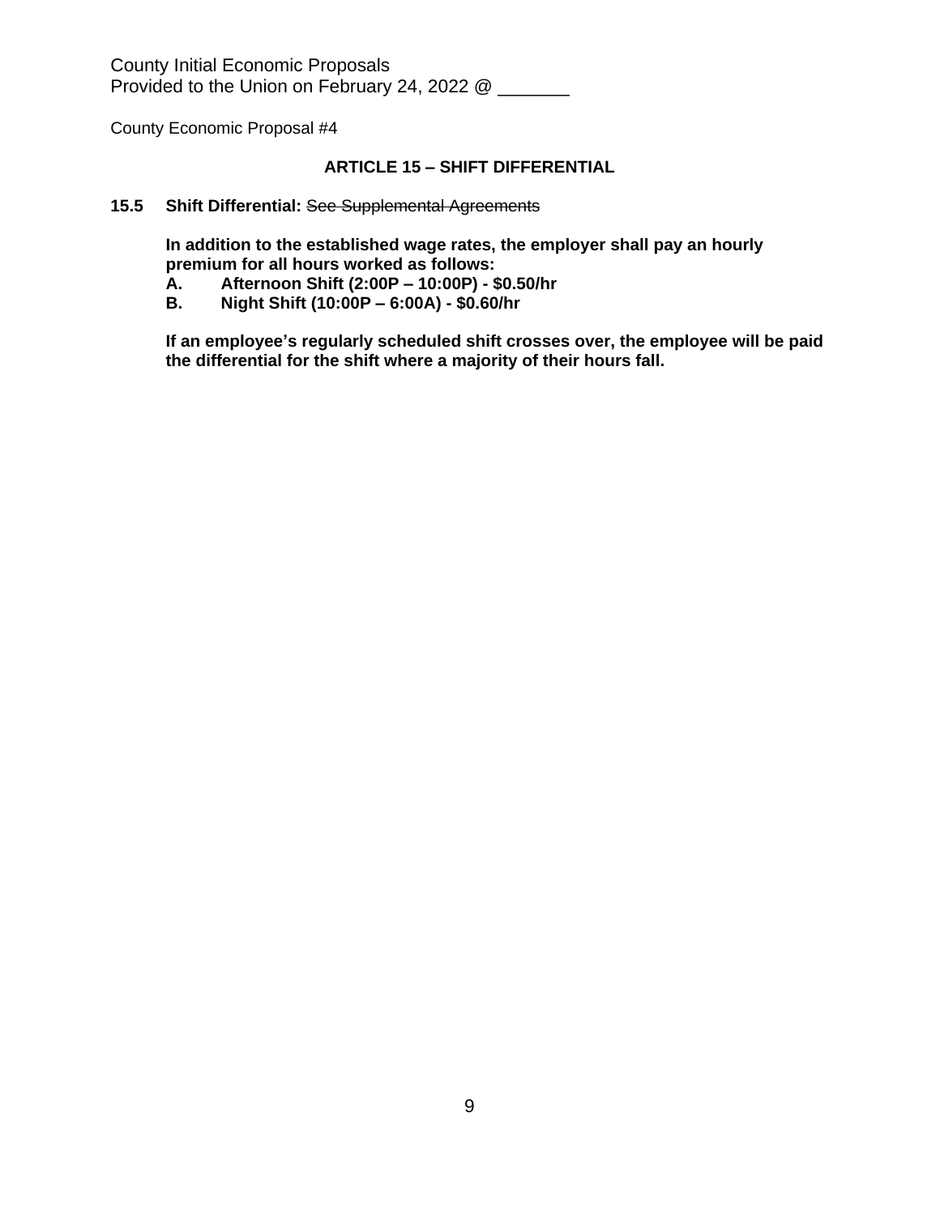County Initial Economic Proposals
Provided to the Union on February 24, 2022 @ _______

County Economic Proposal #4

## ARTICLE 15 – SHIFT DIFFERENTIAL

**15.5 Shift Differential:** ~~See Supplemental Agreements~~

**In addition to the established wage rates, the employer shall pay an hourly premium for all hours worked as follows:**

**A. Afternoon Shift (2:00P – 10:00P) - $0.50/hr**

**B. Night Shift (10:00P – 6:00A) - $0.60/hr**

**If an employee's regularly scheduled shift crosses over, the employee will be paid the differential for the shift where a majority of their hours fall.**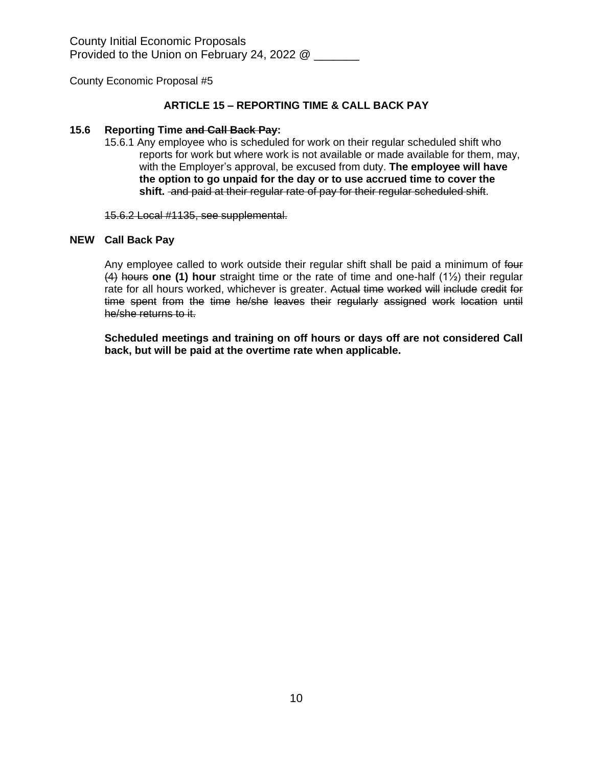County Initial Economic Proposals
Provided to the Union on February 24, 2022 @ _______

County Economic Proposal #5

## ARTICLE 15 – REPORTING TIME & CALL BACK PAY

**15.6 Reporting Time ~~and Call Back Pay~~:**

15.6.1 Any employee who is scheduled for work on their regular scheduled shift who reports for work but where work is not available or made available for them, may, with the Employer's approval, be excused from duty. **The employee will have the option to go unpaid for the day or to use accrued time to cover the shift.** ~~and paid at their regular rate of pay for their regular scheduled shift~~.

~~15.6.2 Local #1135, see supplemental.~~

**NEW Call Back Pay**

Any employee called to work outside their regular shift shall be paid a minimum of ~~four (4) hours~~ **one (1) hour** straight time or the rate of time and one-half (1½) their regular rate for all hours worked, whichever is greater. ~~Actual time worked will include credit for time spent from the time he/she leaves their regularly assigned work location until he/she returns to it.~~

**Scheduled meetings and training on off hours or days off are not considered Call back, but will be paid at the overtime rate when applicable.**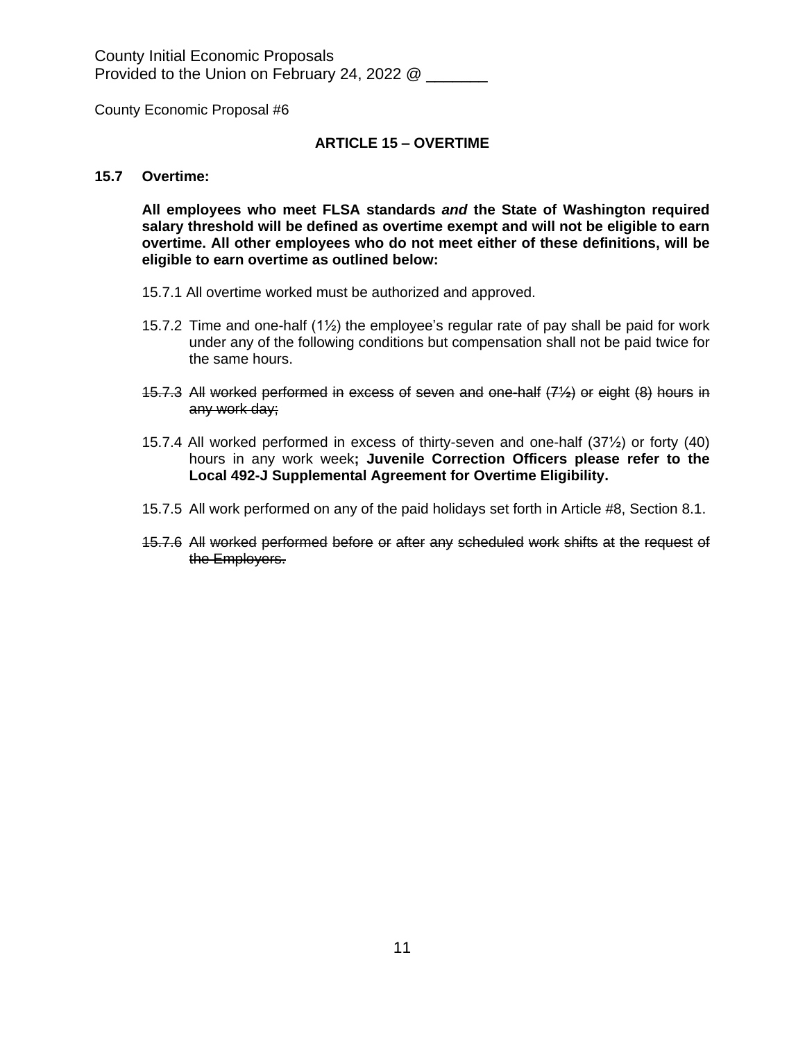County Initial Economic Proposals
Provided to the Union on February 24, 2022 @ _______

County Economic Proposal #6

## ARTICLE 15 – OVERTIME

**15.7 Overtime:**

**All employees who meet FLSA standards *and* the State of Washington required salary threshold will be defined as overtime exempt and will not be eligible to earn overtime. All other employees who do not meet either of these definitions, will be eligible to earn overtime as outlined below:**

15.7.1 All overtime worked must be authorized and approved.

15.7.2 Time and one-half (1½) the employee's regular rate of pay shall be paid for work under any of the following conditions but compensation shall not be paid twice for the same hours.

~~15.7.3 All worked performed in excess of seven and one-half (7½) or eight (8) hours in any work day;~~

15.7.4 All worked performed in excess of thirty-seven and one-half (37½) or forty (40) hours in any work week**; Juvenile Correction Officers please refer to the Local 492-J Supplemental Agreement for Overtime Eligibility.**

15.7.5 All work performed on any of the paid holidays set forth in Article #8, Section 8.1.

~~15.7.6 All worked performed before or after any scheduled work shifts at the request of the Employers.~~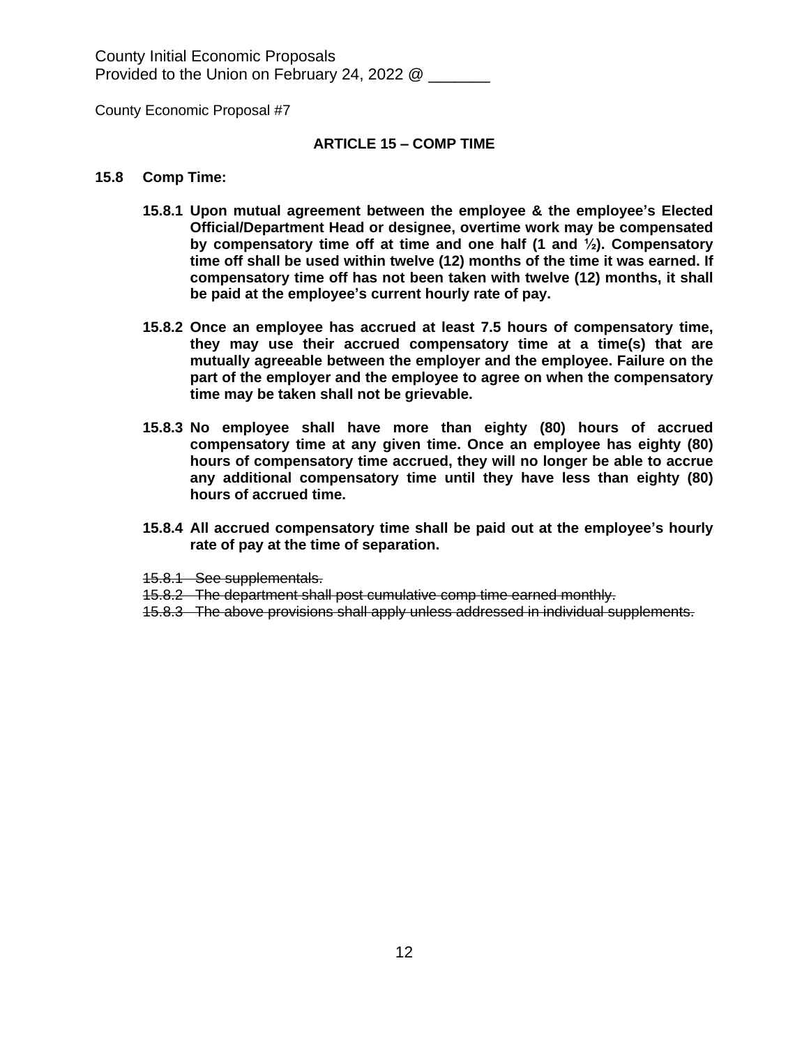County Initial Economic Proposals
Provided to the Union on February 24, 2022 @ _______

County Economic Proposal #7

## ARTICLE 15 – COMP TIME

**15.8 Comp Time:**

**15.8.1 Upon mutual agreement between the employee & the employee's Elected Official/Department Head or designee, overtime work may be compensated by compensatory time off at time and one half (1 and ½). Compensatory time off shall be used within twelve (12) months of the time it was earned. If compensatory time off has not been taken with twelve (12) months, it shall be paid at the employee's current hourly rate of pay.**

**15.8.2 Once an employee has accrued at least 7.5 hours of compensatory time, they may use their accrued compensatory time at a time(s) that are mutually agreeable between the employer and the employee. Failure on the part of the employer and the employee to agree on when the compensatory time may be taken shall not be grievable.**

**15.8.3 No employee shall have more than eighty (80) hours of accrued compensatory time at any given time. Once an employee has eighty (80) hours of compensatory time accrued, they will no longer be able to accrue any additional compensatory time until they have less than eighty (80) hours of accrued time.**

**15.8.4 All accrued compensatory time shall be paid out at the employee's hourly rate of pay at the time of separation.**

~~15.8.1 See supplementals.~~

~~15.8.2 The department shall post cumulative comp time earned monthly.~~

~~15.8.3 The above provisions shall apply unless addressed in individual supplements.~~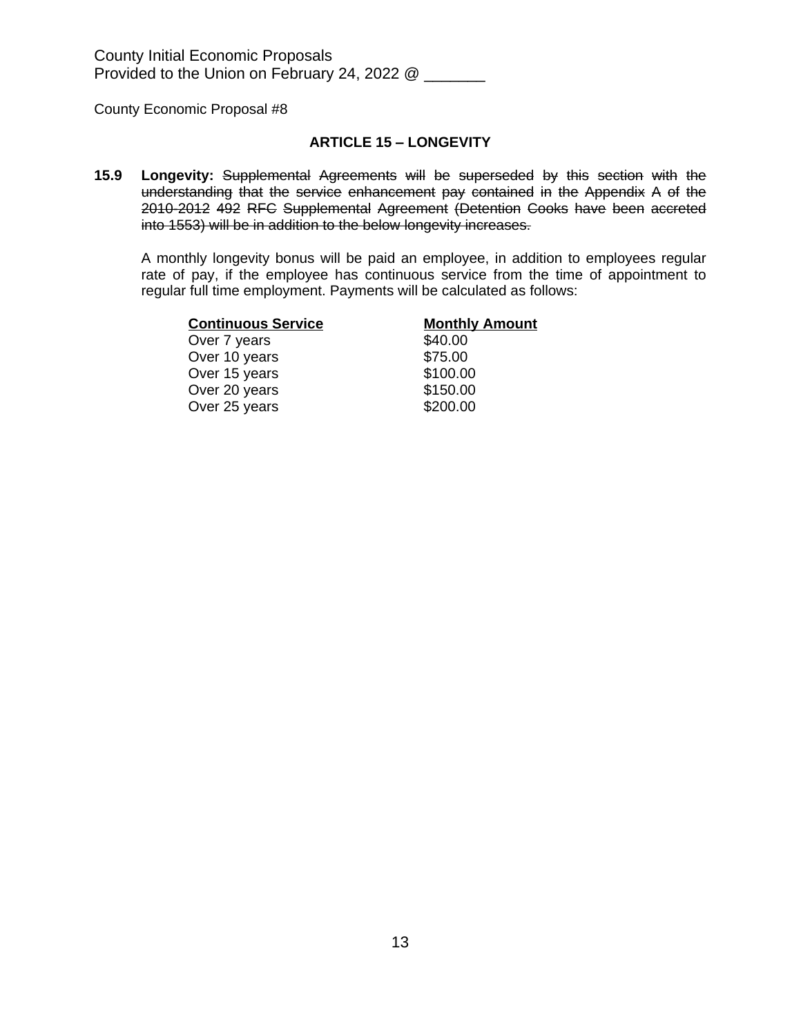County Initial Economic Proposals
Provided to the Union on February 24, 2022 @ _______

County Economic Proposal #8

### ARTICLE 15 – LONGEVITY

**15.9 Longevity:** ~~Supplemental Agreements will be superseded by this section with the understanding that the service enhancement pay contained in the Appendix A of the 2010-2012 492 RFC Supplemental Agreement (Detention Cooks have been accreted into 1553) will be in addition to the below longevity increases.~~

A monthly longevity bonus will be paid an employee, in addition to employees regular rate of pay, if the employee has continuous service from the time of appointment to regular full time employment. Payments will be calculated as follows:

| Continuous Service | Monthly Amount |
|---|---|
| Over 7 years | $40.00 |
| Over 10 years | $75.00 |
| Over 15 years | $100.00 |
| Over 20 years | $150.00 |
| Over 25 years | $200.00 |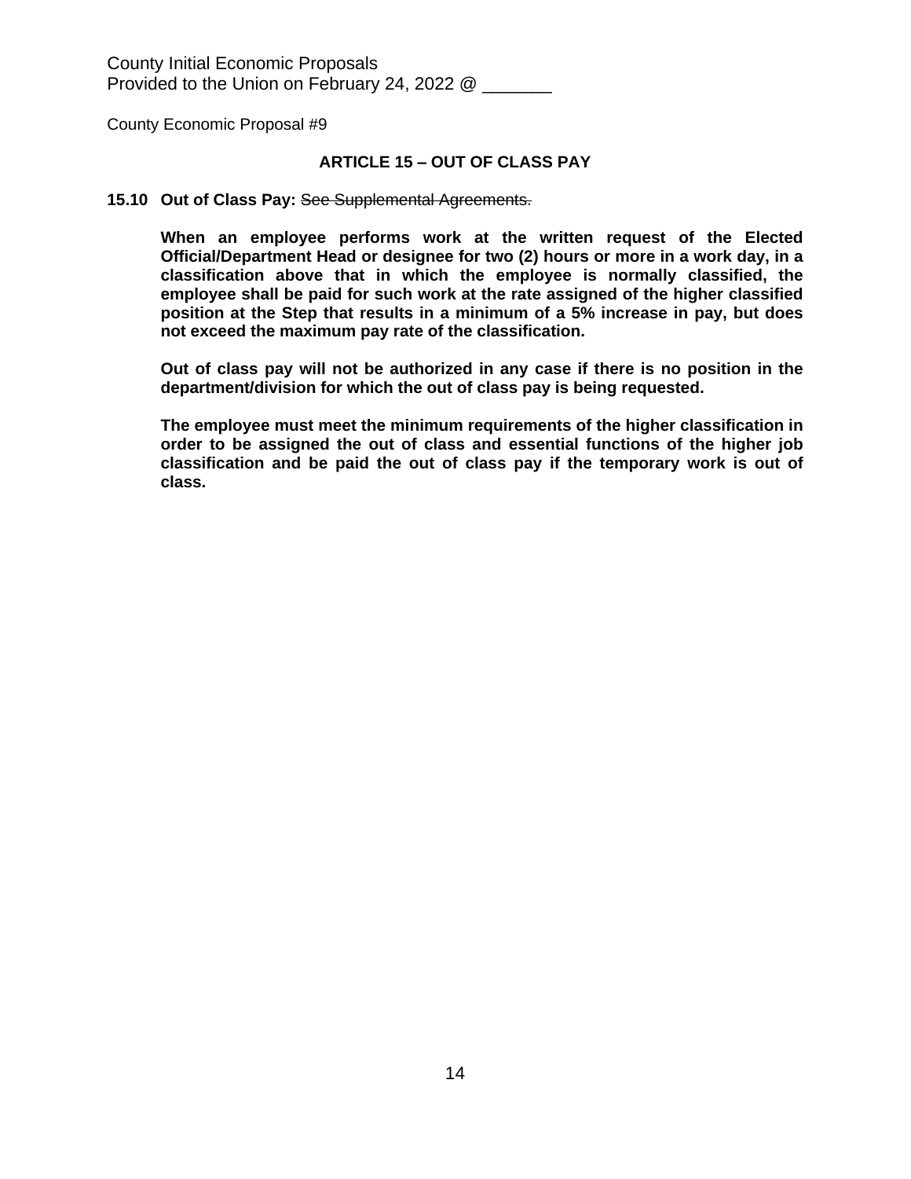County Initial Economic Proposals
Provided to the Union on February 24, 2022 @ _______

County Economic Proposal #9

## ARTICLE 15 – OUT OF CLASS PAY

**15.10 Out of Class Pay:** ~~See Supplemental Agreements.~~

**When an employee performs work at the written request of the Elected Official/Department Head or designee for two (2) hours or more in a work day, in a classification above that in which the employee is normally classified, the employee shall be paid for such work at the rate assigned of the higher classified position at the Step that results in a minimum of a 5% increase in pay, but does not exceed the maximum pay rate of the classification.**

**Out of class pay will not be authorized in any case if there is no position in the department/division for which the out of class pay is being requested.**

**The employee must meet the minimum requirements of the higher classification in order to be assigned the out of class and essential functions of the higher job classification and be paid the out of class pay if the temporary work is out of class.**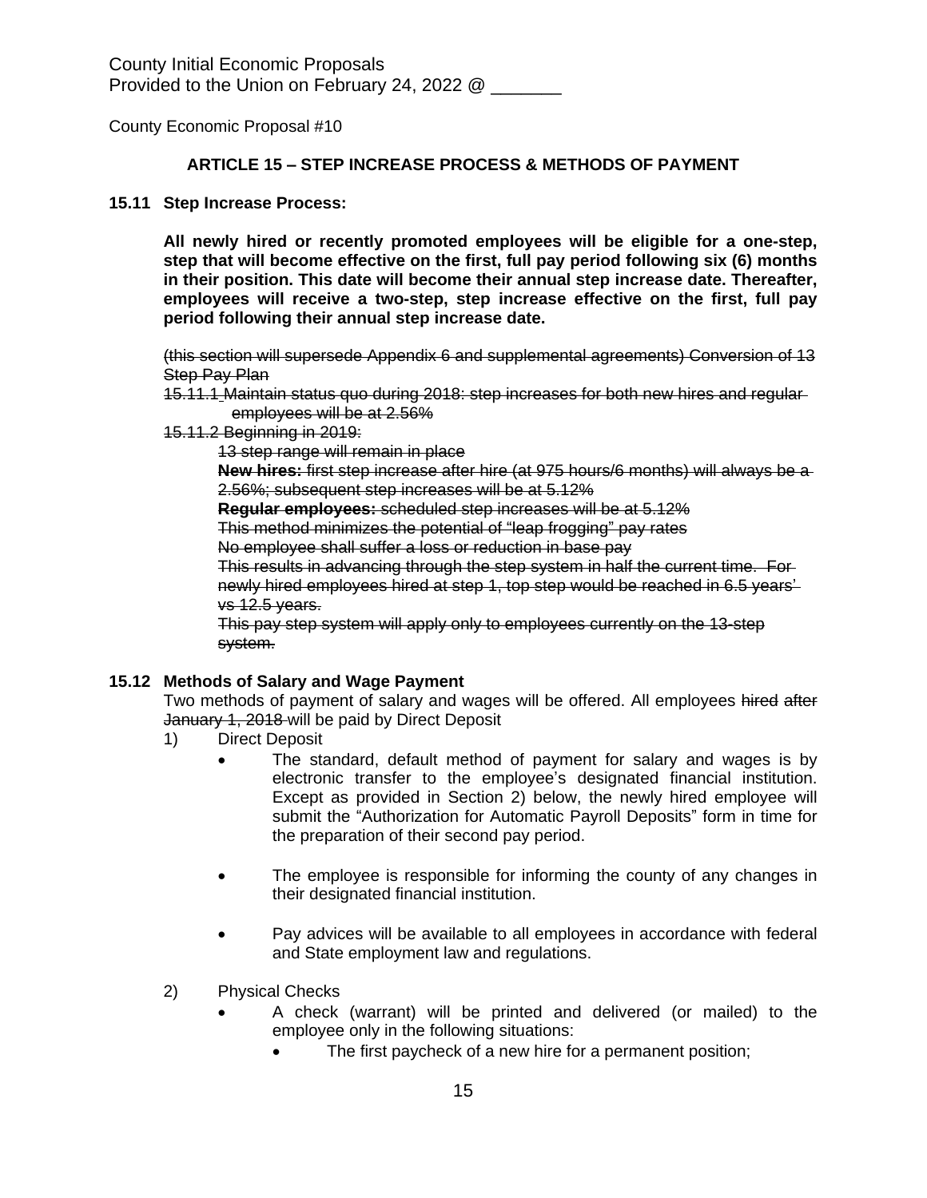County Initial Economic Proposals
Provided to the Union on February 24, 2022 @ _______

County Economic Proposal #10

## ARTICLE 15 – STEP INCREASE PROCESS & METHODS OF PAYMENT

### 15.11 Step Increase Process:

**All newly hired or recently promoted employees will be eligible for a one-step, step that will become effective on the first, full pay period following six (6) months in their position. This date will become their annual step increase date. Thereafter, employees will receive a two-step, step increase effective on the first, full pay period following their annual step increase date.**

~~(this section will supersede Appendix 6 and supplemental agreements) Conversion of 13 Step Pay Plan~~

~~15.11.1 Maintain status quo during 2018: step increases for both new hires and regular employees will be at 2.56%~~

~~15.11.2 Beginning in 2019:~~

~~13 step range will remain in place~~

~~**New hires:** first step increase after hire (at 975 hours/6 months) will always be a 2.56%; subsequent step increases will be at 5.12%~~

~~**Regular employees:** scheduled step increases will be at 5.12%~~

~~This method minimizes the potential of "leap frogging" pay rates~~

~~No employee shall suffer a loss or reduction in base pay~~

~~This results in advancing through the step system in half the current time. For newly hired employees hired at step 1, top step would be reached in 6.5 years' vs 12.5 years.~~

~~This pay step system will apply only to employees currently on the 13-step system.~~

### 15.12 Methods of Salary and Wage Payment

Two methods of payment of salary and wages will be offered. All employees ~~hired after January 1, 2018~~ will be paid by Direct Deposit

1) Direct Deposit
   - The standard, default method of payment for salary and wages is by electronic transfer to the employee's designated financial institution. Except as provided in Section 2) below, the newly hired employee will submit the "Authorization for Automatic Payroll Deposits" form in time for the preparation of their second pay period.
   - The employee is responsible for informing the county of any changes in their designated financial institution.
   - Pay advices will be available to all employees in accordance with federal and State employment law and regulations.

2) Physical Checks
   - A check (warrant) will be printed and delivered (or mailed) to the employee only in the following situations:
     - The first paycheck of a new hire for a permanent position;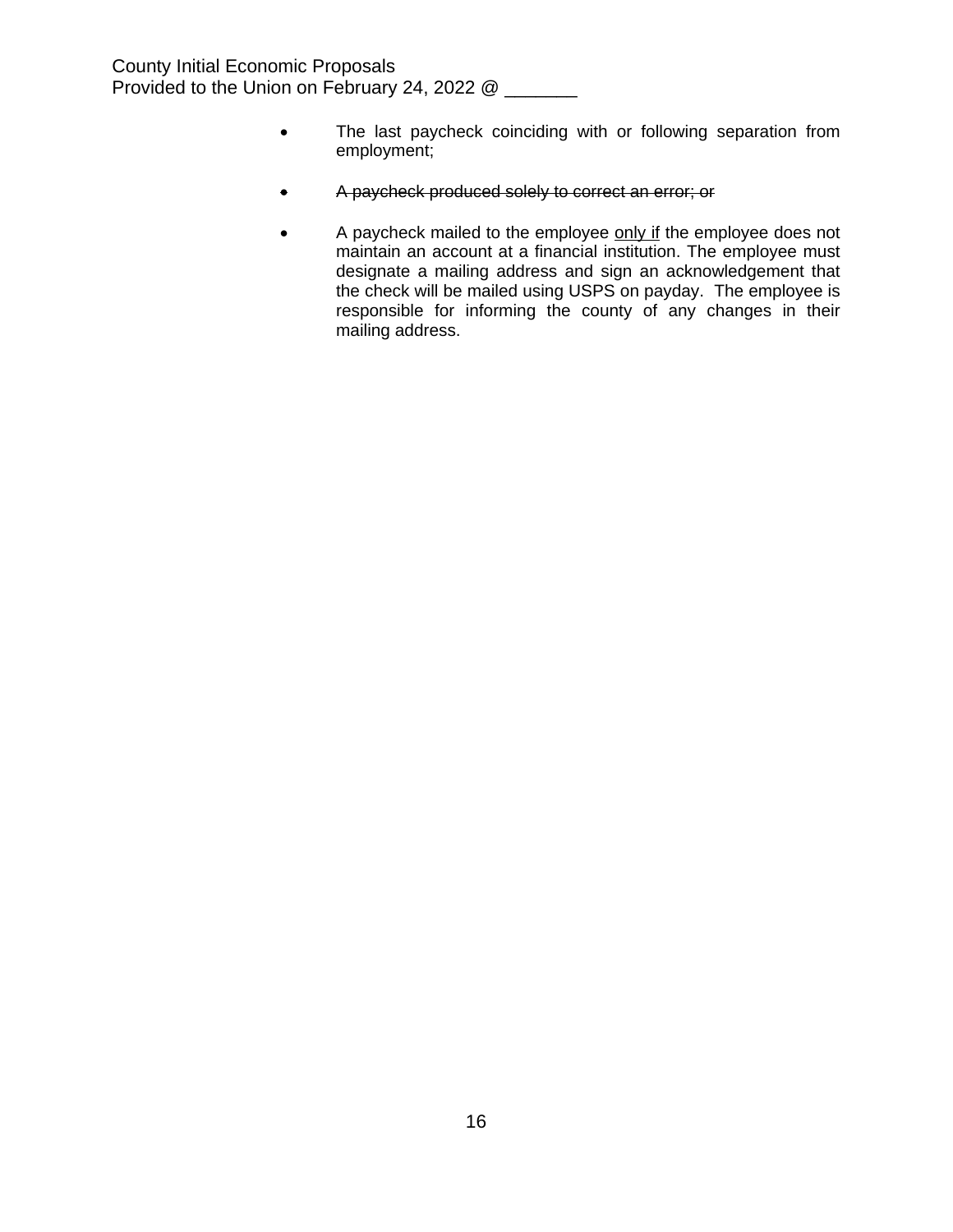- The last paycheck coinciding with or following separation from employment;

- ~~A paycheck produced solely to correct an error; or~~

- A paycheck mailed to the employee <u>only if</u> the employee does not maintain an account at a financial institution. The employee must designate a mailing address and sign an acknowledgement that the check will be mailed using USPS on payday. The employee is responsible for informing the county of any changes in their mailing address.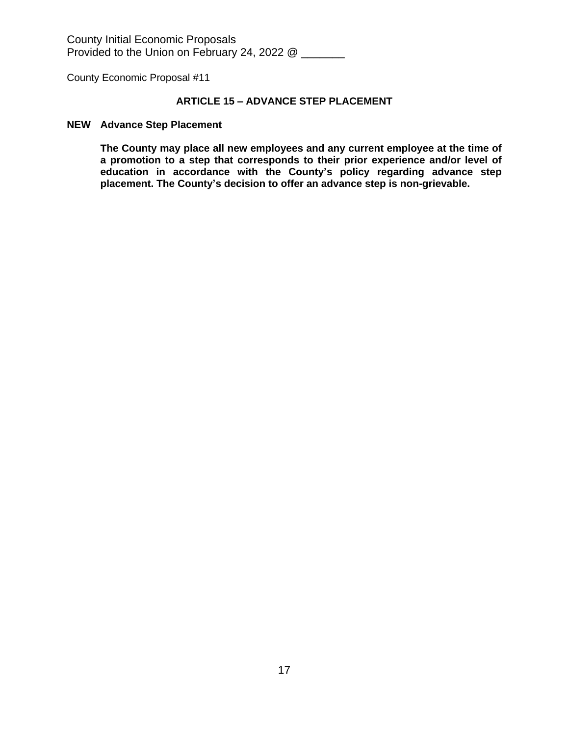County Initial Economic Proposals
Provided to the Union on February 24, 2022 @ _______

County Economic Proposal #11

## ARTICLE 15 – ADVANCE STEP PLACEMENT

**NEW Advance Step Placement**

**The County may place all new employees and any current employee at the time of a promotion to a step that corresponds to their prior experience and/or level of education in accordance with the County's policy regarding advance step placement. The County's decision to offer an advance step is non-grievable.**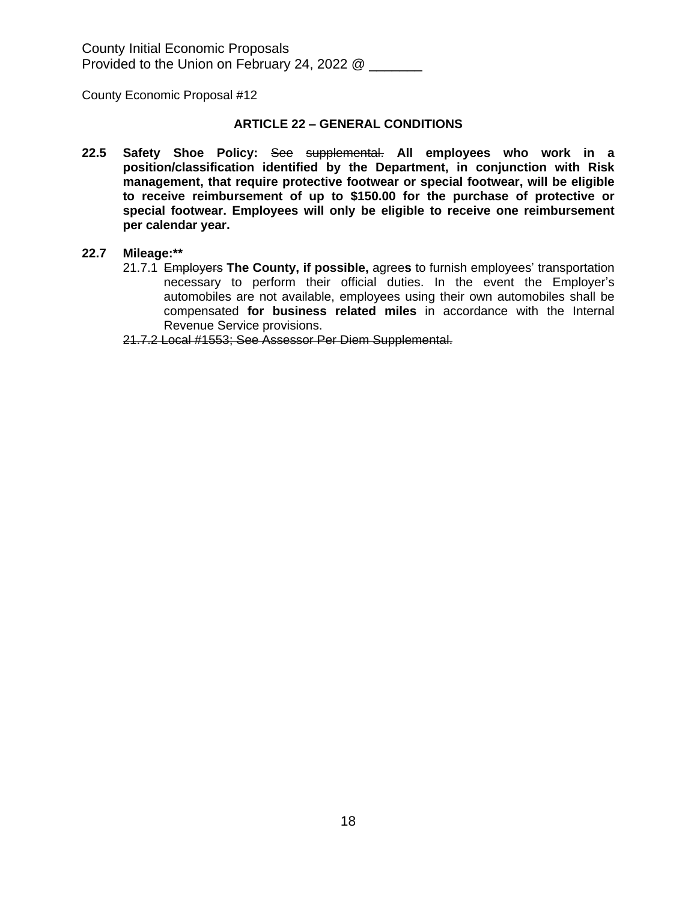County Initial Economic Proposals
Provided to the Union on February 24, 2022 @ _______

County Economic Proposal #12

## ARTICLE 22 – GENERAL CONDITIONS

**22.5 Safety Shoe Policy:** ~~See supplemental.~~ **All employees who work in a position/classification identified by the Department, in conjunction with Risk management, that require protective footwear or special footwear, will be eligible to receive reimbursement of up to $150.00 for the purchase of protective or special footwear. Employees will only be eligible to receive one reimbursement per calendar year.**

**22.7 Mileage:****

21.7.1 ~~Employers~~ **The County, if possible,** agree**s** to furnish employees' transportation necessary to perform their official duties. In the event the Employer's automobiles are not available, employees using their own automobiles shall be compensated **for business related miles** in accordance with the Internal Revenue Service provisions.

~~21.7.2 Local #1553; See Assessor Per Diem Supplemental.~~